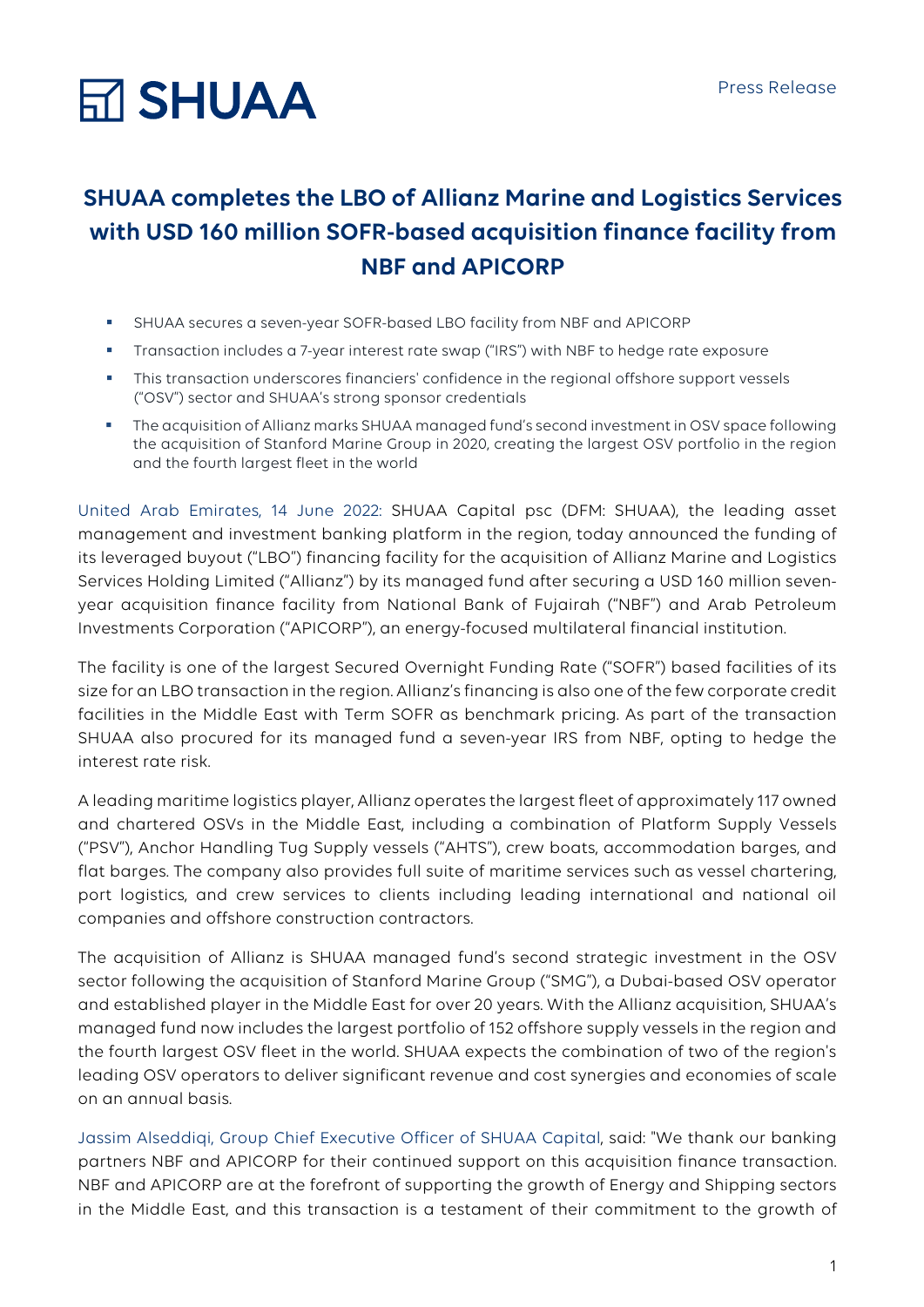SHUAA

Press Release

# SHUAA completes the LBO of Allianz Marine and Logistics Services with USD 160 million SOFR-based acquisition finance facility from NBF and APICORP

- SHUAA secures a seven-year SOFR-based LBO facility from NBF and APICORP
- Transaction includes a 7-year interest rate swap ("IRS") with NBF to hedge rate exposure
- This transaction underscores financiers' confidence in the regional offshore support vessels ("OSV") sector and SHUAA's strong sponsor credentials
- The acquisition of Allianz marks SHUAA managed fund's second investment in OSV space following the acquisition of Stanford Marine Group in 2020, creating the largest OSV portfolio in the region and the fourth largest fleet in the world

United Arab Emirates, 14 June 2022: SHUAA Capital psc (DFM: SHUAA), the leading asset management and investment banking platform in the region, today announced the funding of its leveraged buyout ("LBO") financing facility for the acquisition of Allianz Marine and Logistics Services Holding Limited ("Allianz") by its managed fund after securing a USD 160 million seven-year acquisition finance facility from National Bank of Fujairah ("NBF") and Arab Petroleum Investments Corporation ("APICORP"), an energy-focused multilateral financial institution.

The facility is one of the largest Secured Overnight Funding Rate ("SOFR") based facilities of its size for an LBO transaction in the region. Allianz's financing is also one of the few corporate credit facilities in the Middle East with Term SOFR as benchmark pricing. As part of the transaction SHUAA also procured for its managed fund a seven-year IRS from NBF, opting to hedge the interest rate risk.

A leading maritime logistics player, Allianz operates the largest fleet of approximately 117 owned and chartered OSVs in the Middle East, including a combination of Platform Supply Vessels ("PSV"), Anchor Handling Tug Supply vessels ("AHTS"), crew boats, accommodation barges, and flat barges. The company also provides full suite of maritime services such as vessel chartering, port logistics, and crew services to clients including leading international and national oil companies and offshore construction contractors.

The acquisition of Allianz is SHUAA managed fund's second strategic investment in the OSV sector following the acquisition of Stanford Marine Group ("SMG"), a Dubai-based OSV operator and established player in the Middle East for over 20 years. With the Allianz acquisition, SHUAA's managed fund now includes the largest portfolio of 152 offshore supply vessels in the region and the fourth largest OSV fleet in the world. SHUAA expects the combination of two of the region's leading OSV operators to deliver significant revenue and cost synergies and economies of scale on an annual basis.

Jassim Alseddiqi, Group Chief Executive Officer of SHUAA Capital, said: "We thank our banking partners NBF and APICORP for their continued support on this acquisition finance transaction. NBF and APICORP are at the forefront of supporting the growth of Energy and Shipping sectors in the Middle East, and this transaction is a testament of their commitment to the growth of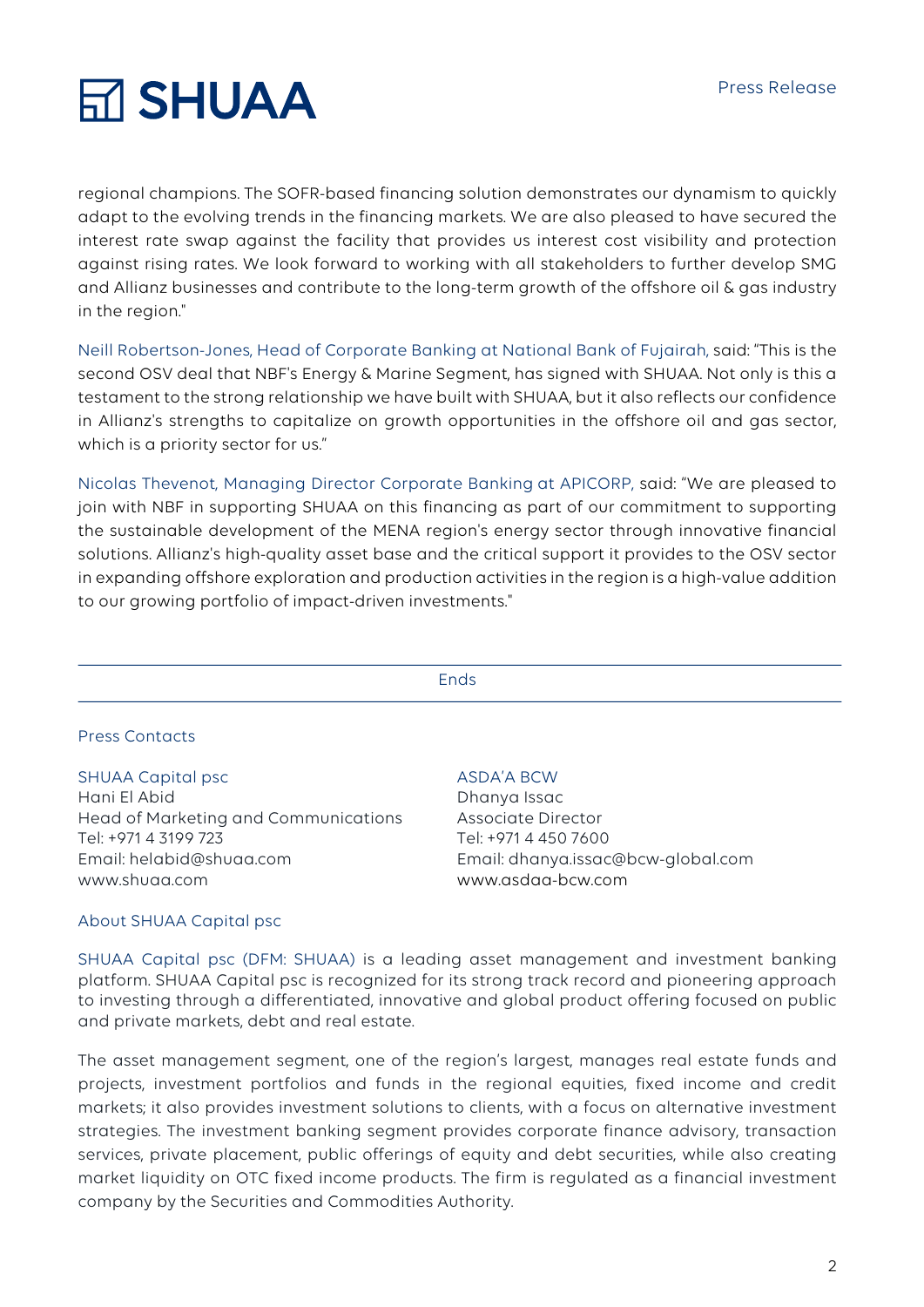regional champions. The SOFR-based financing solution demonstrates our dynamism to quickly adapt to the evolving trends in the financing markets. We are also pleased to have secured the interest rate swap against the facility that provides us interest cost visibility and protection against rising rates. We look forward to working with all stakeholders to further develop SMG and Allianz businesses and contribute to the long-term growth of the offshore oil & gas industry in the region."

Neill Robertson-Jones, Head of Corporate Banking at National Bank of Fujairah, said: "This is the second OSV deal that NBF's Energy & Marine Segment, has signed with SHUAA. Not only is this a testament to the strong relationship we have built with SHUAA, but it also reflects our confidence in Allianz's strengths to capitalize on growth opportunities in the offshore oil and gas sector, which is a priority sector for us."

Nicolas Thevenot, Managing Director Corporate Banking at APICORP, said: "We are pleased to join with NBF in supporting SHUAA on this financing as part of our commitment to supporting the sustainable development of the MENA region's energy sector through innovative financial solutions. Allianz's high-quality asset base and the critical support it provides to the OSV sector in expanding offshore exploration and production activities in the region is a high-value addition to our growing portfolio of impact-driven investments."

---

Ends

---

## Press Contacts

**SHUAA Capital psc**
Hani El Abid
Head of Marketing and Communications
Tel: +971 4 3199 723
Email: helabid@shuaa.com
www.shuaa.com

**ASDA'A BCW**
Dhanya Issac
Associate Director
Tel: +971 4 450 7600
Email: dhanya.issac@bcw-global.com
www.asdaa-bcw.com

## About SHUAA Capital psc

SHUAA Capital psc (DFM: SHUAA) is a leading asset management and investment banking platform. SHUAA Capital psc is recognized for its strong track record and pioneering approach to investing through a differentiated, innovative and global product offering focused on public and private markets, debt and real estate.

The asset management segment, one of the region's largest, manages real estate funds and projects, investment portfolios and funds in the regional equities, fixed income and credit markets; it also provides investment solutions to clients, with a focus on alternative investment strategies. The investment banking segment provides corporate finance advisory, transaction services, private placement, public offerings of equity and debt securities, while also creating market liquidity on OTC fixed income products. The firm is regulated as a financial investment company by the Securities and Commodities Authority.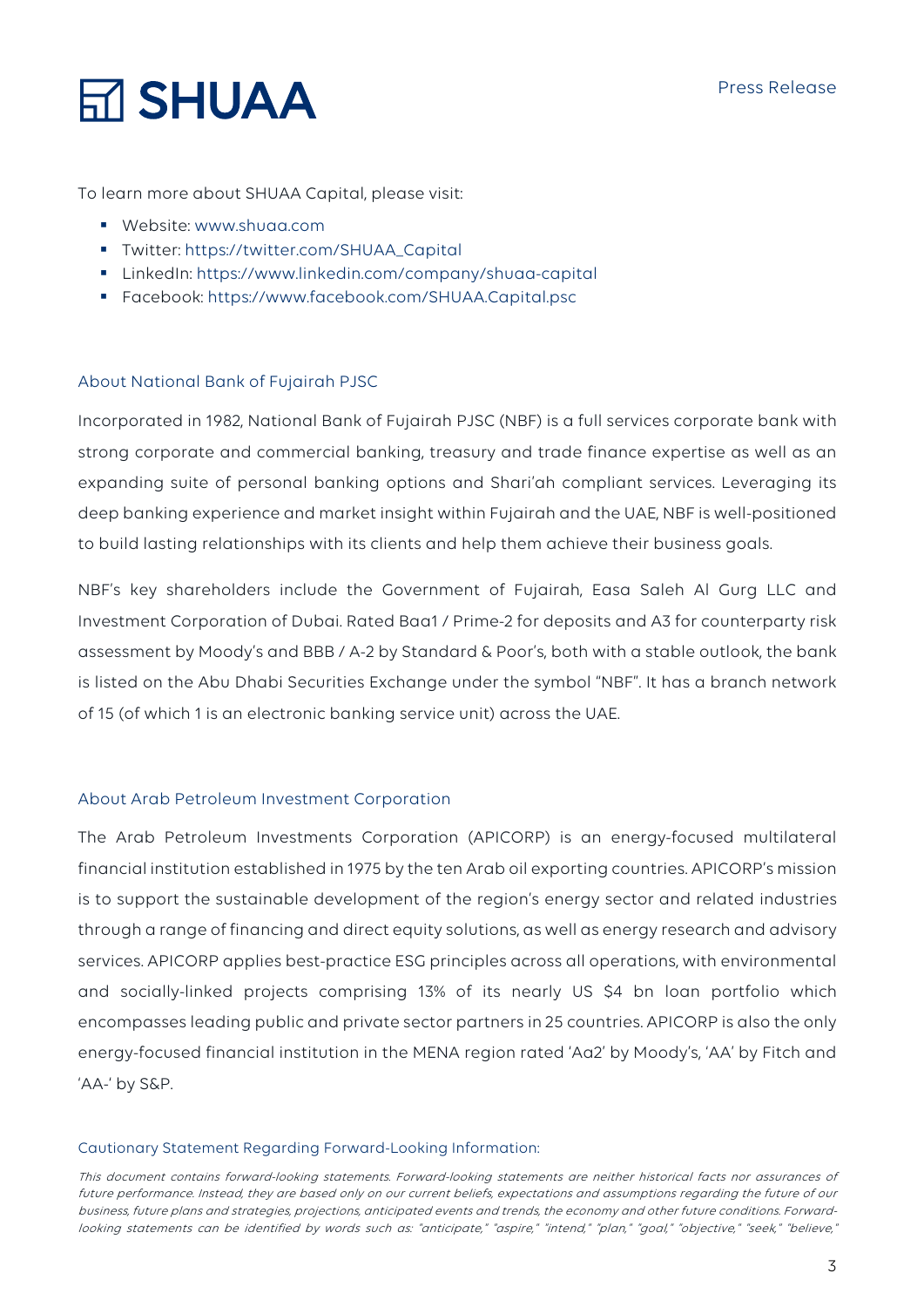To learn more about SHUAA Capital, please visit:

- Website: www.shuaa.com
- Twitter: https://twitter.com/SHUAA_Capital
- LinkedIn: https://www.linkedin.com/company/shuaa-capital
- Facebook: https://www.facebook.com/SHUAA.Capital.psc

### About National Bank of Fujairah PJSC

Incorporated in 1982, National Bank of Fujairah PJSC (NBF) is a full services corporate bank with strong corporate and commercial banking, treasury and trade finance expertise as well as an expanding suite of personal banking options and Shari'ah compliant services. Leveraging its deep banking experience and market insight within Fujairah and the UAE, NBF is well-positioned to build lasting relationships with its clients and help them achieve their business goals.

NBF's key shareholders include the Government of Fujairah, Easa Saleh Al Gurg LLC and Investment Corporation of Dubai. Rated Baa1 / Prime-2 for deposits and A3 for counterparty risk assessment by Moody's and BBB / A-2 by Standard & Poor's, both with a stable outlook, the bank is listed on the Abu Dhabi Securities Exchange under the symbol "NBF". It has a branch network of 15 (of which 1 is an electronic banking service unit) across the UAE.

### About Arab Petroleum Investment Corporation

The Arab Petroleum Investments Corporation (APICORP) is an energy-focused multilateral financial institution established in 1975 by the ten Arab oil exporting countries. APICORP's mission is to support the sustainable development of the region's energy sector and related industries through a range of financing and direct equity solutions, as well as energy research and advisory services. APICORP applies best-practice ESG principles across all operations, with environmental and socially-linked projects comprising 13% of its nearly US $4 bn loan portfolio which encompasses leading public and private sector partners in 25 countries. APICORP is also the only energy-focused financial institution in the MENA region rated 'Aa2' by Moody's, 'AA' by Fitch and 'AA-' by S&P.

#### Cautionary Statement Regarding Forward-Looking Information:

*This document contains forward-looking statements. Forward-looking statements are neither historical facts nor assurances of future performance. Instead, they are based only on our current beliefs, expectations and assumptions regarding the future of our business, future plans and strategies, projections, anticipated events and trends, the economy and other future conditions. Forward-looking statements can be identified by words such as: "anticipate," "aspire," "intend," "plan," "goal," "objective," "seek," "believe,"*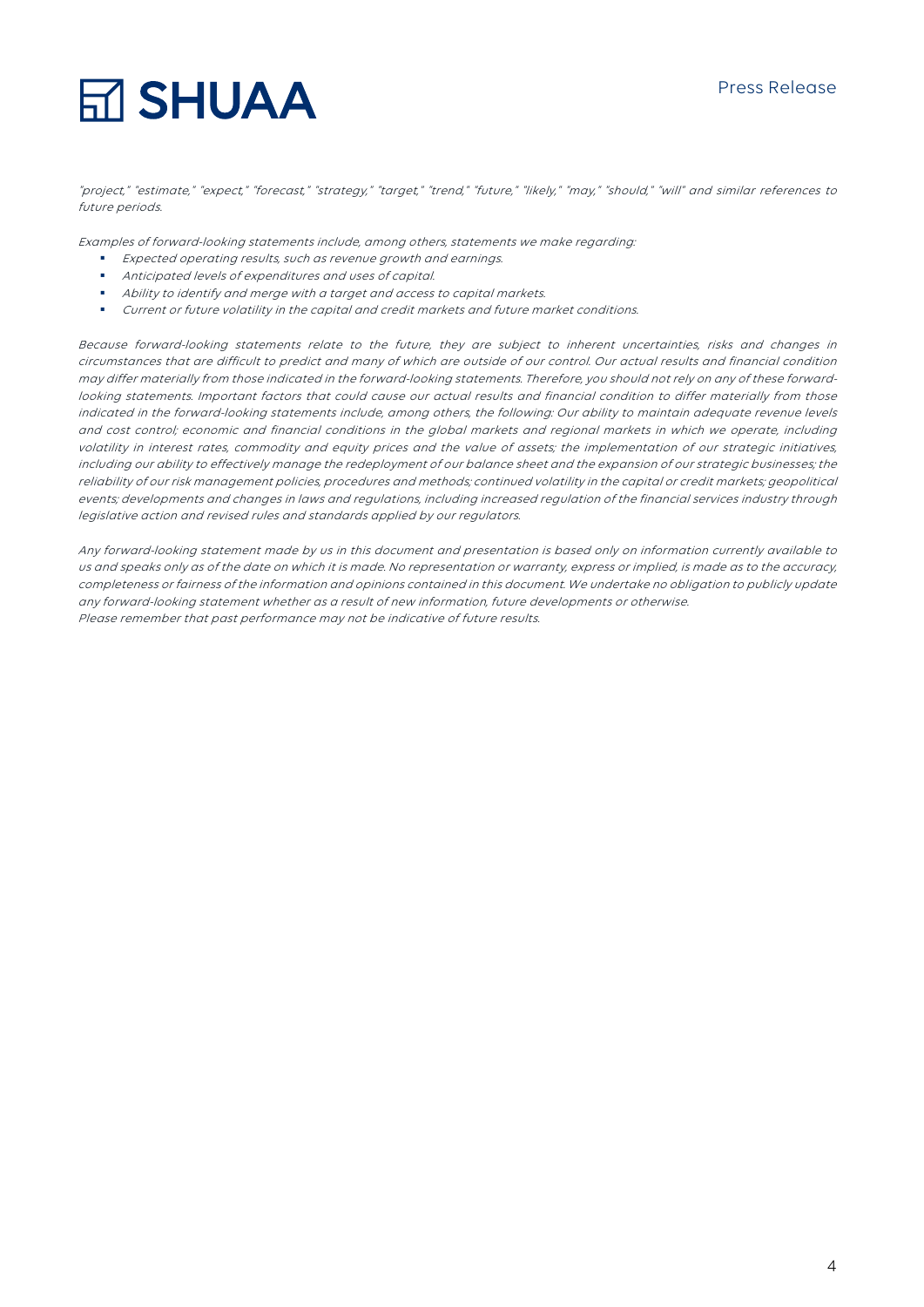*"project," "estimate," "expect," "forecast," "strategy," "target," "trend," "future," "likely," "may," "should," "will" and similar references to future periods.*

*Examples of forward-looking statements include, among others, statements we make regarding:*

- *Expected operating results, such as revenue growth and earnings.*
- *Anticipated levels of expenditures and uses of capital.*
- *Ability to identify and merge with a target and access to capital markets.*
- *Current or future volatility in the capital and credit markets and future market conditions.*

*Because forward-looking statements relate to the future, they are subject to inherent uncertainties, risks and changes in circumstances that are difficult to predict and many of which are outside of our control. Our actual results and financial condition may differ materially from those indicated in the forward-looking statements. Therefore, you should not rely on any of these forward-looking statements. Important factors that could cause our actual results and financial condition to differ materially from those indicated in the forward-looking statements include, among others, the following: Our ability to maintain adequate revenue levels and cost control; economic and financial conditions in the global markets and regional markets in which we operate, including volatility in interest rates, commodity and equity prices and the value of assets; the implementation of our strategic initiatives, including our ability to effectively manage the redeployment of our balance sheet and the expansion of our strategic businesses; the reliability of our risk management policies, procedures and methods; continued volatility in the capital or credit markets; geopolitical events; developments and changes in laws and regulations, including increased regulation of the financial services industry through legislative action and revised rules and standards applied by our regulators.*

*Any forward-looking statement made by us in this document and presentation is based only on information currently available to us and speaks only as of the date on which it is made. No representation or warranty, express or implied, is made as to the accuracy, completeness or fairness of the information and opinions contained in this document. We undertake no obligation to publicly update any forward-looking statement whether as a result of new information, future developments or otherwise.*
*Please remember that past performance may not be indicative of future results.*